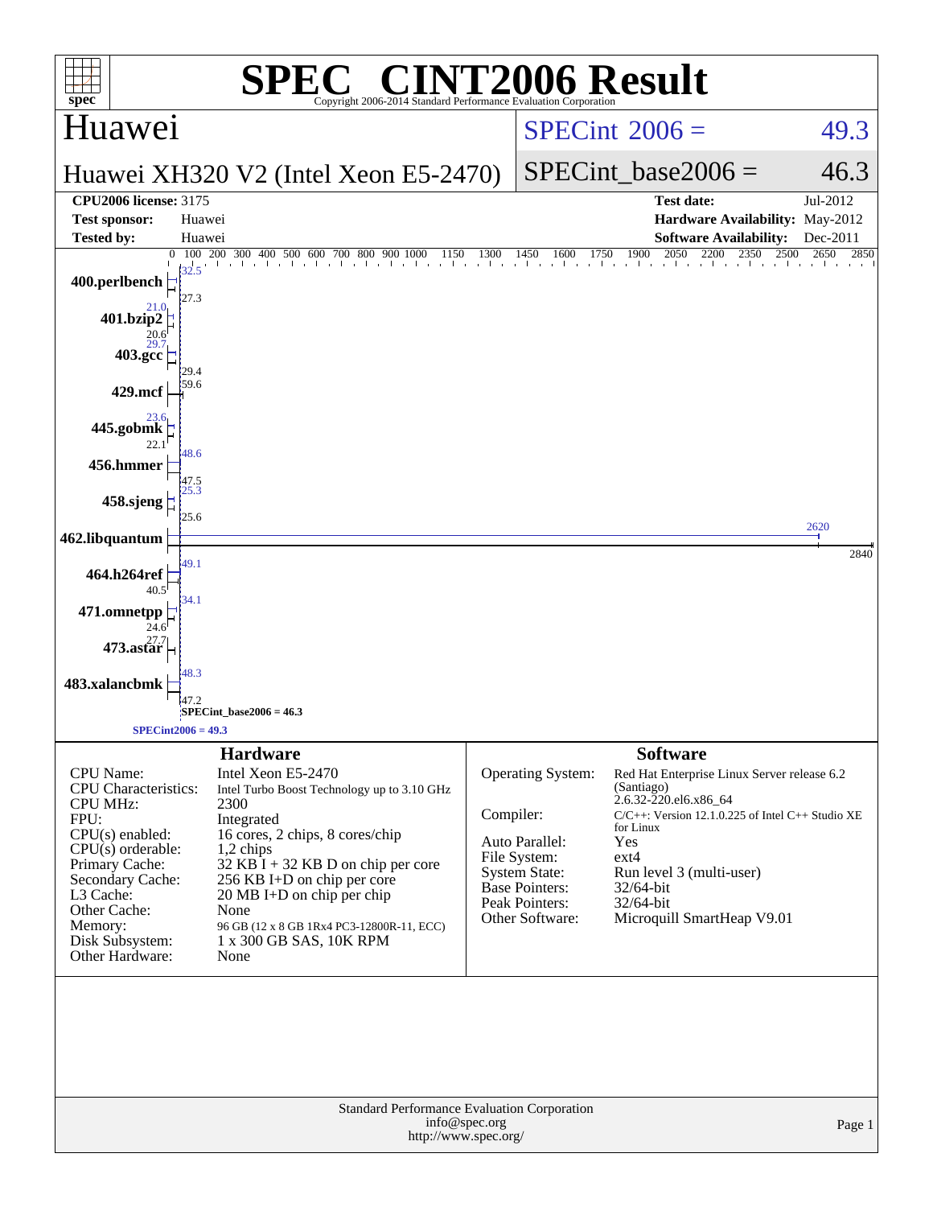# SPEC® CINT2006 Result

Copyright 2006-2014 Standard Performance Evaluation Corporation

## Huawei

Huawei XH320 V2 (Intel Xeon E5-2470)

SPECint 2006 = 49.3

SPECint_base2006 = 46.3

| | | | |
|---|---|---|---|
| **CPU2006 license:** 3175 | | **Test date:** | Jul-2012 |
| **Test sponsor:** | Huawei | **Hardware Availability:** | May-2012 |
| **Tested by:** | Huawei | **Software Availability:** | Dec-2011 |

0 100 200 300 400 500 600 700 800 900 1000 1150 1300 1450 1600 1750 1900 2050 2200 2350 2500 2650 2850

400.perlbench 32.5 27.3

401.bzip2 21.0 20.6

403.gcc 29.7 29.4

429.mcf 59.6

445.gobmk 23.6 22.1

456.hmmer 48.6 47.5

458.sjeng 25.3 25.6

462.libquantum 2620 2840

464.h264ref 49.1 40.5

471.omnetpp 34.1 24.6

473.astar 27.7

483.xalancbmk 48.3 47.2

SPECint_base2006 = 46.3

SPECint2006 = 49.3

### Hardware

| | |
|---|---|
| CPU Name: | Intel Xeon E5-2470 |
| CPU Characteristics: | Intel Turbo Boost Technology up to 3.10 GHz |
| CPU MHz: | 2300 |
| FPU: | Integrated |
| CPU(s) enabled: | 16 cores, 2 chips, 8 cores/chip |
| CPU(s) orderable: | 1,2 chips |
| Primary Cache: | 32 KB I + 32 KB D on chip per core |
| Secondary Cache: | 256 KB I+D on chip per core |
| L3 Cache: | 20 MB I+D on chip per chip |
| Other Cache: | None |
| Memory: | 96 GB (12 x 8 GB 1Rx4 PC3-12800R-11, ECC) |
| Disk Subsystem: | 1 x 300 GB SAS, 10K RPM |
| Other Hardware: | None |

### Software

| | |
|---|---|
| Operating System: | Red Hat Enterprise Linux Server release 6.2 (Santiago) 2.6.32-220.el6.x86_64 |
| Compiler: | C/C++: Version 12.1.0.225 of Intel C++ Studio XE for Linux |
| Auto Parallel: | Yes |
| File System: | ext4 |
| System State: | Run level 3 (multi-user) |
| Base Pointers: | 32/64-bit |
| Peak Pointers: | 32/64-bit |
| Other Software: | Microquill SmartHeap V9.01 |

Standard Performance Evaluation Corporation
info@spec.org
http://www.spec.org/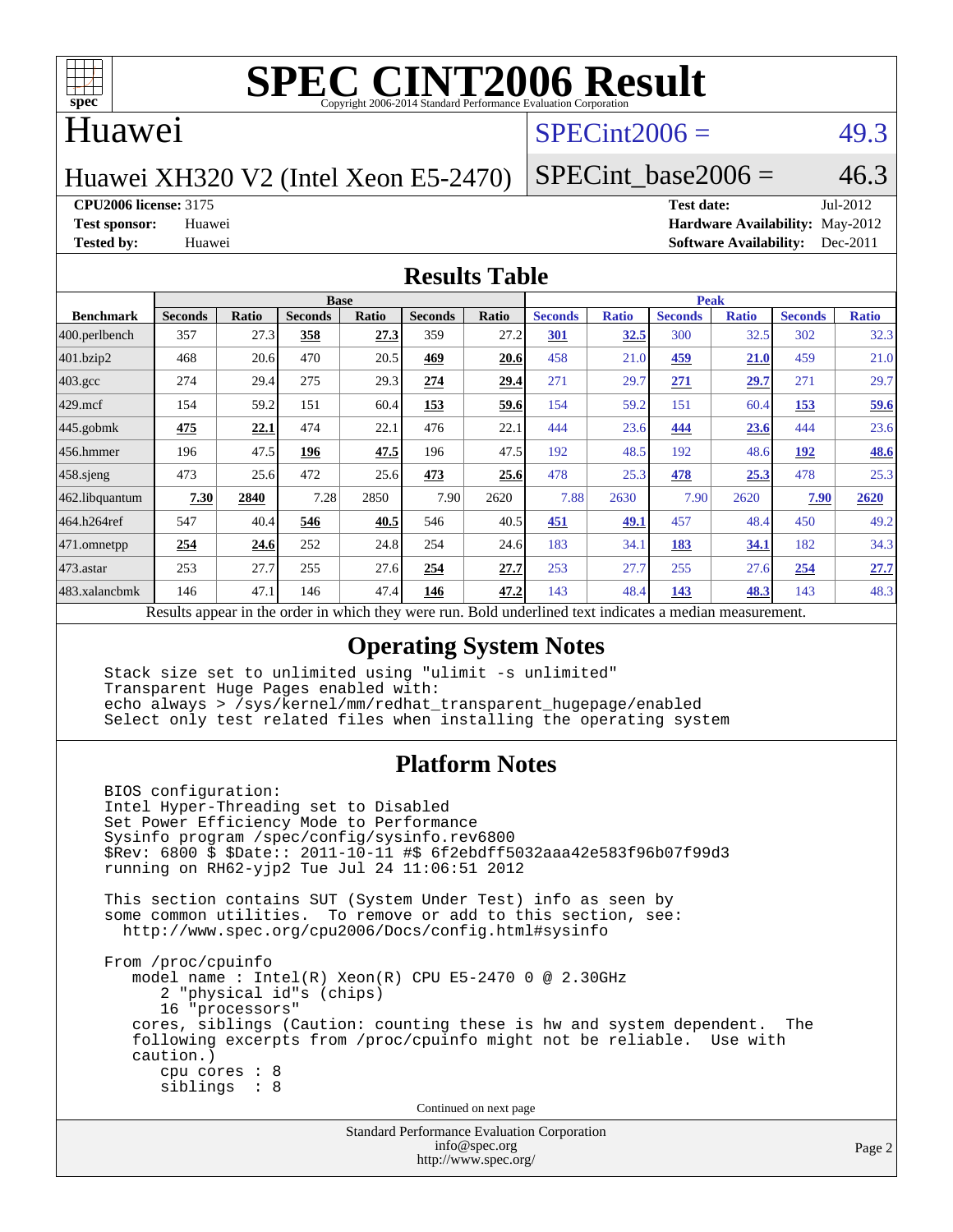# SPEC CINT2006 Result

Copyright 2006-2014 Standard Performance Evaluation Corporation

## Huawei

Huawei XH320 V2 (Intel Xeon E5-2470)

SPECint2006 = 49.3

SPECint_base2006 = 46.3

**CPU2006 license:** 3175
**Test sponsor:** Huawei
**Tested by:** Huawei

**Test date:** Jul-2012
**Hardware Availability:** May-2012
**Software Availability:** Dec-2011

## Results Table

| Benchmark | Base | | | | | | Peak | | | | | |
|---|---|---|---|---|---|---|---|---|---|---|---|---|
| | Seconds | Ratio | Seconds | Ratio | Seconds | Ratio | Seconds | Ratio | Seconds | Ratio | Seconds | Ratio |
| 400.perlbench | 357 | 27.3 | **358** | **27.3** | 359 | 27.2 | **301** | **32.5** | 300 | 32.5 | 302 | 32.3 |
| 401.bzip2 | 468 | 20.6 | 470 | 20.5 | **469** | **20.6** | 458 | 21.0 | **459** | **21.0** | 459 | 21.0 |
| 403.gcc | 274 | 29.4 | 275 | 29.3 | **274** | **29.4** | 271 | 29.7 | **271** | **29.7** | 271 | 29.7 |
| 429.mcf | 154 | 59.2 | 151 | 60.4 | **153** | **59.6** | 154 | 59.2 | 151 | 60.4 | **153** | **59.6** |
| 445.gobmk | **475** | **22.1** | 474 | 22.1 | 476 | 22.1 | 444 | 23.6 | **444** | **23.6** | 444 | 23.6 |
| 456.hmmer | 196 | 47.5 | **196** | **47.5** | 196 | 47.5 | 192 | 48.5 | 192 | 48.6 | **192** | **48.6** |
| 458.sjeng | 473 | 25.6 | 472 | 25.6 | **473** | **25.6** | 478 | 25.3 | **478** | **25.3** | 478 | 25.3 |
| 462.libquantum | **7.30** | **2840** | 7.28 | 2850 | 7.90 | 2620 | 7.88 | 2630 | 7.90 | 2620 | **7.90** | **2620** |
| 464.h264ref | 547 | 40.4 | **546** | **40.5** | 546 | 40.5 | **451** | **49.1** | 457 | 48.4 | 450 | 49.2 |
| 471.omnetpp | **254** | **24.6** | 252 | 24.8 | 254 | 24.6 | 183 | 34.1 | **183** | **34.1** | 182 | 34.3 |
| 473.astar | 253 | 27.7 | 255 | 27.6 | **254** | **27.7** | 253 | 27.7 | 255 | 27.6 | **254** | **27.7** |
| 483.xalancbmk | 146 | 47.1 | 146 | 47.4 | **146** | **47.2** | 143 | 48.4 | **143** | **48.3** | 143 | 48.3 |

Results appear in the order in which they were run. Bold underlined text indicates a median measurement.

## Operating System Notes

```
Stack size set to unlimited using "ulimit -s unlimited"
Transparent Huge Pages enabled with:
echo always > /sys/kernel/mm/redhat_transparent_hugepage/enabled
Select only test related files when installing the operating system
```

## Platform Notes

```
BIOS configuration:
Intel Hyper-Threading set to Disabled
Set Power Efficiency Mode to Performance
Sysinfo program /spec/config/sysinfo.rev6800
$Rev: 6800 $ $Date:: 2011-10-11 #$ 6f2ebdff5032aaa42e583f96b07f99d3
running on RH62-yjp2 Tue Jul 24 11:06:51 2012

This section contains SUT (System Under Test) info as seen by
some common utilities.  To remove or add to this section, see:
  http://www.spec.org/cpu2006/Docs/config.html#sysinfo

From /proc/cpuinfo
   model name : Intel(R) Xeon(R) CPU E5-2470 0 @ 2.30GHz
      2 "physical id"s (chips)
      16 "processors"
   cores, siblings (Caution: counting these is hw and system dependent.  The
   following excerpts from /proc/cpuinfo might not be reliable.  Use with
   caution.)
      cpu cores : 8
      siblings  : 8
```

Continued on next page

Standard Performance Evaluation Corporation
info@spec.org
http://www.spec.org/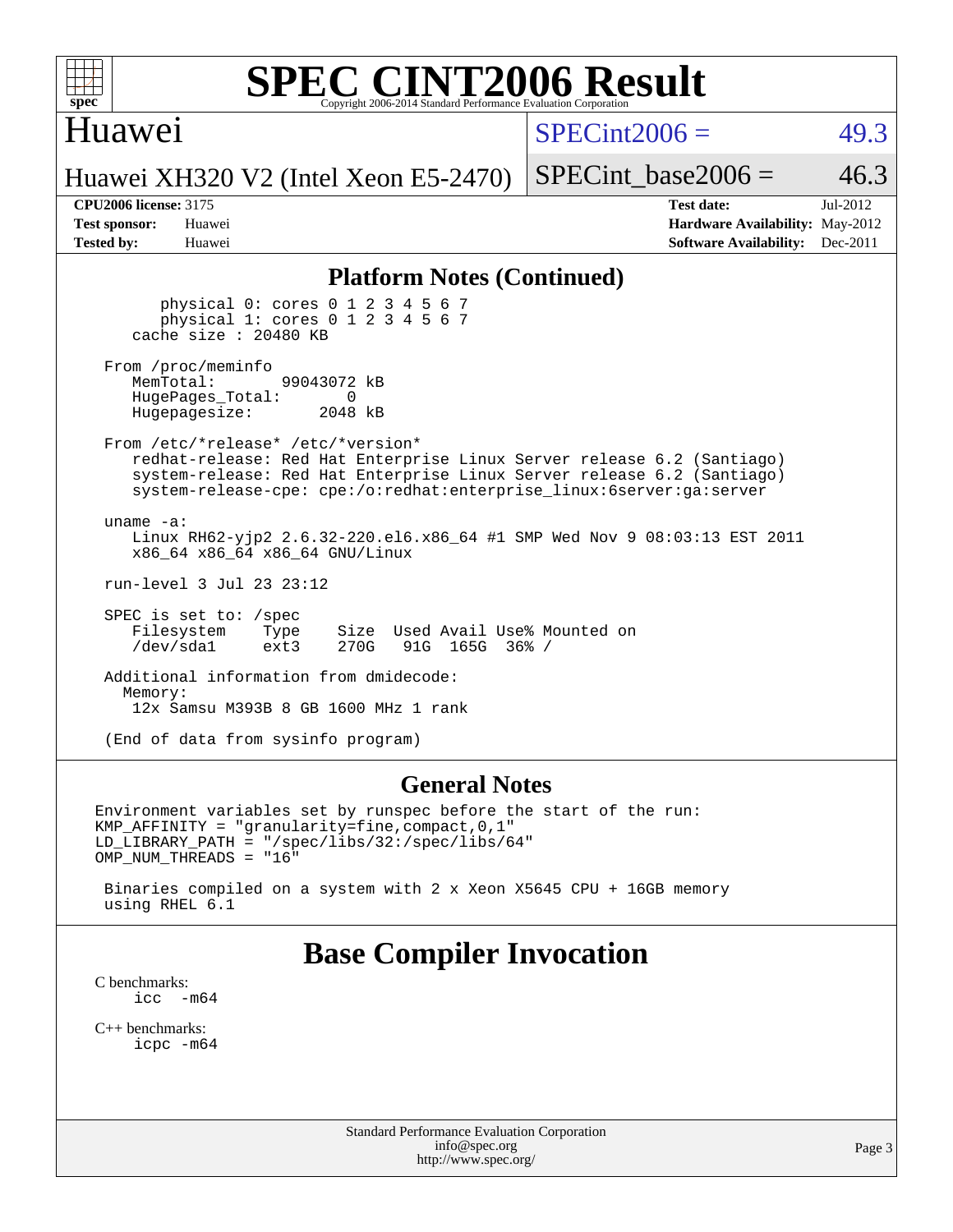# SPEC CINT2006 Result

Copyright 2006-2014 Standard Performance Evaluation Corporation

## Huawei

Huawei XH320 V2 (Intel Xeon E5-2470)

SPECint2006 = 49.3

SPECint_base2006 = 46.3

**CPU2006 license:** 3175
**Test sponsor:** Huawei
**Tested by:** Huawei

**Test date:** Jul-2012
**Hardware Availability:** May-2012
**Software Availability:** Dec-2011

### Platform Notes (Continued)

```
        physical 0: cores 0 1 2 3 4 5 6 7
        physical 1: cores 0 1 2 3 4 5 6 7
     cache size : 20480 KB

  From /proc/meminfo
     MemTotal:       99043072 kB
     HugePages_Total:       0
     Hugepagesize:       2048 kB

  From /etc/*release* /etc/*version*
     redhat-release: Red Hat Enterprise Linux Server release 6.2 (Santiago)
     system-release: Red Hat Enterprise Linux Server release 6.2 (Santiago)
     system-release-cpe: cpe:/o:redhat:enterprise_linux:6server:ga:server

  uname -a:
     Linux RH62-yjp2 2.6.32-220.el6.x86_64 #1 SMP Wed Nov 9 08:03:13 EST 2011
     x86_64 x86_64 x86_64 GNU/Linux

  run-level 3 Jul 23 23:12

  SPEC is set to: /spec
     Filesystem    Type    Size  Used Avail Use% Mounted on
     /dev/sda1     ext3    270G   91G  165G  36% /

  Additional information from dmidecode:
    Memory:
     12x Samsu M393B 8 GB 1600 MHz 1 rank

  (End of data from sysinfo program)
```

### General Notes

```
Environment variables set by runspec before the start of the run:
KMP_AFFINITY = "granularity=fine,compact,0,1"
LD_LIBRARY_PATH = "/spec/libs/32:/spec/libs/64"
OMP_NUM_THREADS = "16"

 Binaries compiled on a system with 2 x Xeon X5645 CPU + 16GB memory
 using RHEL 6.1
```

## Base Compiler Invocation

C benchmarks:
```
icc  -m64
```

C++ benchmarks:
```
icpc -m64
```

Standard Performance Evaluation Corporation
info@spec.org
http://www.spec.org/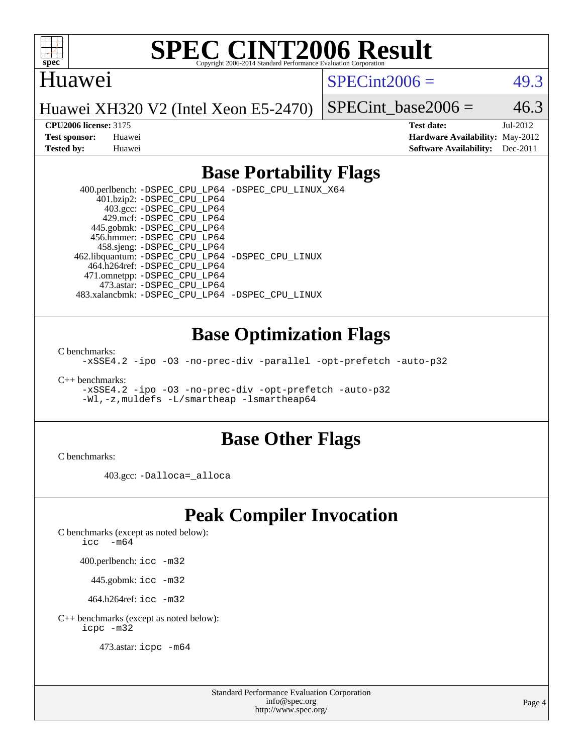# SPEC CINT2006 Result

Copyright 2006-2014 Standard Performance Evaluation Corporation

Huawei

Huawei XH320 V2 (Intel Xeon E5-2470)

SPECint2006 = 49.3

SPECint_base2006 = 46.3

**CPU2006 license:** 3175
**Test sponsor:** Huawei
**Tested by:** Huawei

**Test date:** Jul-2012
**Hardware Availability:** May-2012
**Software Availability:** Dec-2011

## Base Portability Flags

400.perlbench: -DSPEC_CPU_LP64 -DSPEC_CPU_LINUX_X64
401.bzip2: -DSPEC_CPU_LP64
403.gcc: -DSPEC_CPU_LP64
429.mcf: -DSPEC_CPU_LP64
445.gobmk: -DSPEC_CPU_LP64
456.hmmer: -DSPEC_CPU_LP64
458.sjeng: -DSPEC_CPU_LP64
462.libquantum: -DSPEC_CPU_LP64 -DSPEC_CPU_LINUX
464.h264ref: -DSPEC_CPU_LP64
471.omnetpp: -DSPEC_CPU_LP64
473.astar: -DSPEC_CPU_LP64
483.xalancbmk: -DSPEC_CPU_LP64 -DSPEC_CPU_LINUX

## Base Optimization Flags

C benchmarks:
-xSSE4.2 -ipo -O3 -no-prec-div -parallel -opt-prefetch -auto-p32

C++ benchmarks:
-xSSE4.2 -ipo -O3 -no-prec-div -opt-prefetch -auto-p32
-Wl,-z,muldefs -L/smartheap -lsmartheap64

## Base Other Flags

C benchmarks:

403.gcc: -Dalloca=_alloca

## Peak Compiler Invocation

C benchmarks (except as noted below):
icc -m64

400.perlbench: icc -m32

445.gobmk: icc -m32

464.h264ref: icc -m32

C++ benchmarks (except as noted below):
icpc -m32

473.astar: icpc -m64

Standard Performance Evaluation Corporation
info@spec.org
http://www.spec.org/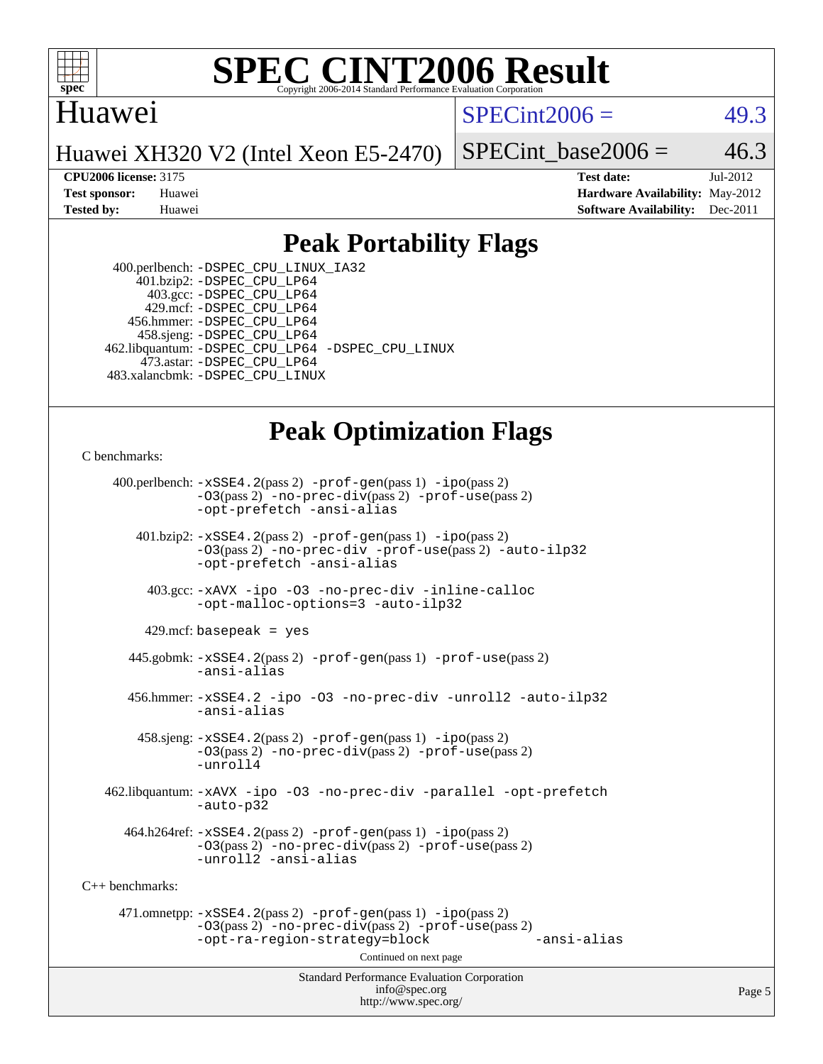# SPEC CINT2006 Result

Huawei

Huawei XH320 V2 (Intel Xeon E5-2470)

SPECint2006 = 49.3

SPECint_base2006 = 46.3

**CPU2006 license:** 3175
**Test sponsor:** Huawei
**Tested by:** Huawei

**Test date:** Jul-2012
**Hardware Availability:** May-2012
**Software Availability:** Dec-2011

## Peak Portability Flags

400.perlbench: -DSPEC_CPU_LINUX_IA32
401.bzip2: -DSPEC_CPU_LP64
403.gcc: -DSPEC_CPU_LP64
429.mcf: -DSPEC_CPU_LP64
456.hmmer: -DSPEC_CPU_LP64
458.sjeng: -DSPEC_CPU_LP64
462.libquantum: -DSPEC_CPU_LP64 -DSPEC_CPU_LINUX
473.astar: -DSPEC_CPU_LP64
483.xalancbmk: -DSPEC_CPU_LINUX

## Peak Optimization Flags

C benchmarks:

400.perlbench: -xSSE4.2(pass 2) -prof-gen(pass 1) -ipo(pass 2) -O3(pass 2) -no-prec-div(pass 2) -prof-use(pass 2) -opt-prefetch -ansi-alias

401.bzip2: -xSSE4.2(pass 2) -prof-gen(pass 1) -ipo(pass 2) -O3(pass 2) -no-prec-div -prof-use(pass 2) -auto-ilp32 -opt-prefetch -ansi-alias

403.gcc: -xAVX -ipo -O3 -no-prec-div -inline-calloc -opt-malloc-options=3 -auto-ilp32

429.mcf: basepeak = yes

445.gobmk: -xSSE4.2(pass 2) -prof-gen(pass 1) -prof-use(pass 2) -ansi-alias

456.hmmer: -xSSE4.2 -ipo -O3 -no-prec-div -unroll2 -auto-ilp32 -ansi-alias

458.sjeng: -xSSE4.2(pass 2) -prof-gen(pass 1) -ipo(pass 2) -O3(pass 2) -no-prec-div(pass 2) -prof-use(pass 2) -unroll4

462.libquantum: -xAVX -ipo -O3 -no-prec-div -parallel -opt-prefetch -auto-p32

464.h264ref: -xSSE4.2(pass 2) -prof-gen(pass 1) -ipo(pass 2) -O3(pass 2) -no-prec-div(pass 2) -prof-use(pass 2) -unroll2 -ansi-alias

C++ benchmarks:

471.omnetpp: -xSSE4.2(pass 2) -prof-gen(pass 1) -ipo(pass 2) -O3(pass 2) -no-prec-div(pass 2) -prof-use(pass 2) -opt-ra-region-strategy=block -ansi-alias

Continued on next page

Standard Performance Evaluation Corporation
info@spec.org
http://www.spec.org/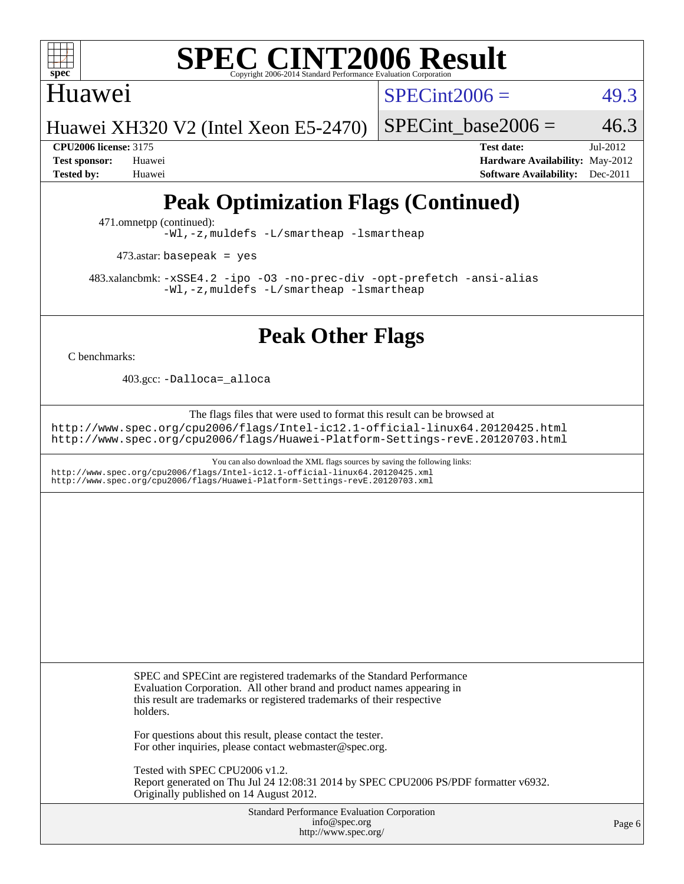# Peak Optimization Flags (Continued)

471.omnetpp (continued):

```
-Wl,-z,muldefs -L/smartheap -lsmartheap
```

473.astar: `basepeak = yes`

483.xalancbmk:

```
-xSSE4.2 -ipo -O3 -no-prec-div -opt-prefetch -ansi-alias
-Wl,-z,muldefs -L/smartheap -lsmartheap
```

# Peak Other Flags

C benchmarks:

403.gcc: `-Dalloca=_alloca`

The flags files that were used to format this result can be browsed at

http://www.spec.org/cpu2006/flags/Intel-ic12.1-official-linux64.20120425.html
http://www.spec.org/cpu2006/flags/Huawei-Platform-Settings-revE.20120703.html

You can also download the XML flags sources by saving the following links:

http://www.spec.org/cpu2006/flags/Intel-ic12.1-official-linux64.20120425.xml
http://www.spec.org/cpu2006/flags/Huawei-Platform-Settings-revE.20120703.xml

SPEC and SPECint are registered trademarks of the Standard Performance Evaluation Corporation. All other brand and product names appearing in this result are trademarks or registered trademarks of their respective holders.

For questions about this result, please contact the tester.
For other inquiries, please contact webmaster@spec.org.

Tested with SPEC CPU2006 v1.2.
Report generated on Thu Jul 24 12:08:31 2014 by SPEC CPU2006 PS/PDF formatter v6932.
Originally published on 14 August 2012.